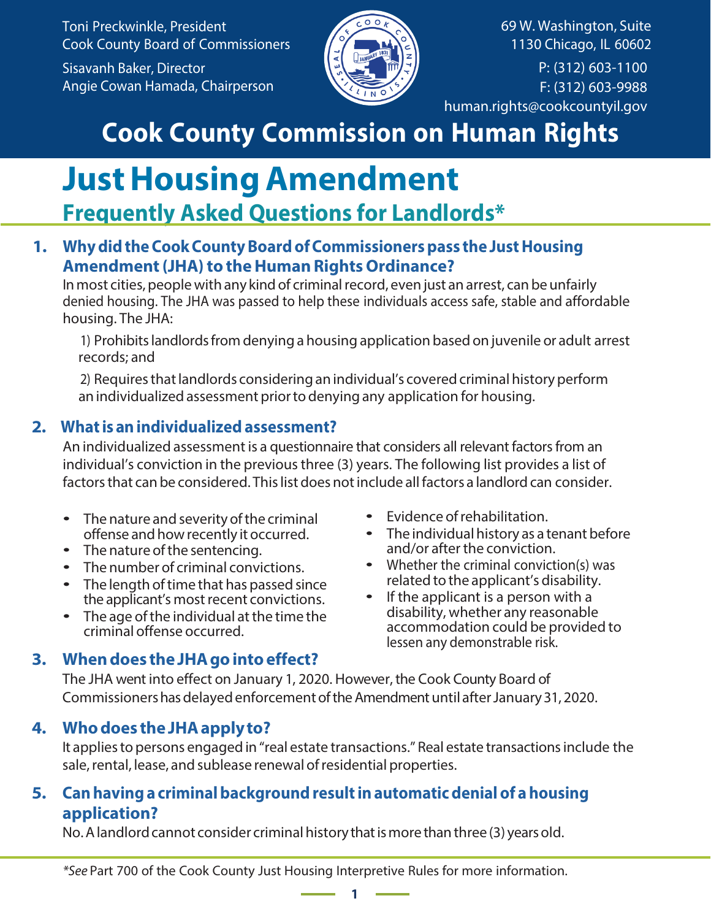Toni Preckwinkle, President
Cook County Board of Commissioners

Sisavanh Baker, Director
Angie Cowan Hamada, Chairperson

69 W. Washington, Suite 1130 Chicago, IL 60602

P: (312) 603-1100
F: (312) 603-9988
human.rights@cookcountyil.gov

# Cook County Commission on Human Rights

# Just Housing Amendment

## Frequently Asked Questions for Landlords*

### 1. Why did the Cook County Board of Commissioners pass the Just Housing Amendment (JHA) to the Human Rights Ordinance?

In most cities, people with any kind of criminal record, even just an arrest, can be unfairly denied housing. The JHA was passed to help these individuals access safe, stable and affordable housing. The JHA:

1) Prohibits landlords from denying a housing application based on juvenile or adult arrest records; and

2) Requires that landlords considering an individual's covered criminal history perform an individualized assessment prior to denying any application for housing.

### 2. What is an individualized assessment?

An individualized assessment is a questionnaire that considers all relevant factors from an individual's conviction in the previous three (3) years. The following list provides a list of factors that can be considered. This list does not include all factors a landlord can consider.

- The nature and severity of the criminal offense and how recently it occurred.
- The nature of the sentencing.
- The number of criminal convictions.
- The length of time that has passed since the applicant's most recent convictions.
- The age of the individual at the time the criminal offense occurred.
- Evidence of rehabilitation.
- The individual history as a tenant before and/or after the conviction.
- Whether the criminal conviction(s) was related to the applicant's disability.
- If the applicant is a person with a disability, whether any reasonable accommodation could be provided to lessen any demonstrable risk.

### 3. When does the JHA go into effect?

The JHA went into effect on January 1, 2020. However, the Cook County Board of Commissioners has delayed enforcement of the Amendment until after January 31, 2020.

### 4. Who does the JHA apply to?

It applies to persons engaged in "real estate transactions." Real estate transactions include the sale, rental, lease, and sublease renewal of residential properties.

### 5. Can having a criminal background result in automatic denial of a housing application?

No. A landlord cannot consider criminal history that is more than three (3) years old.

*\*See* Part 700 of the Cook County Just Housing Interpretive Rules for more information.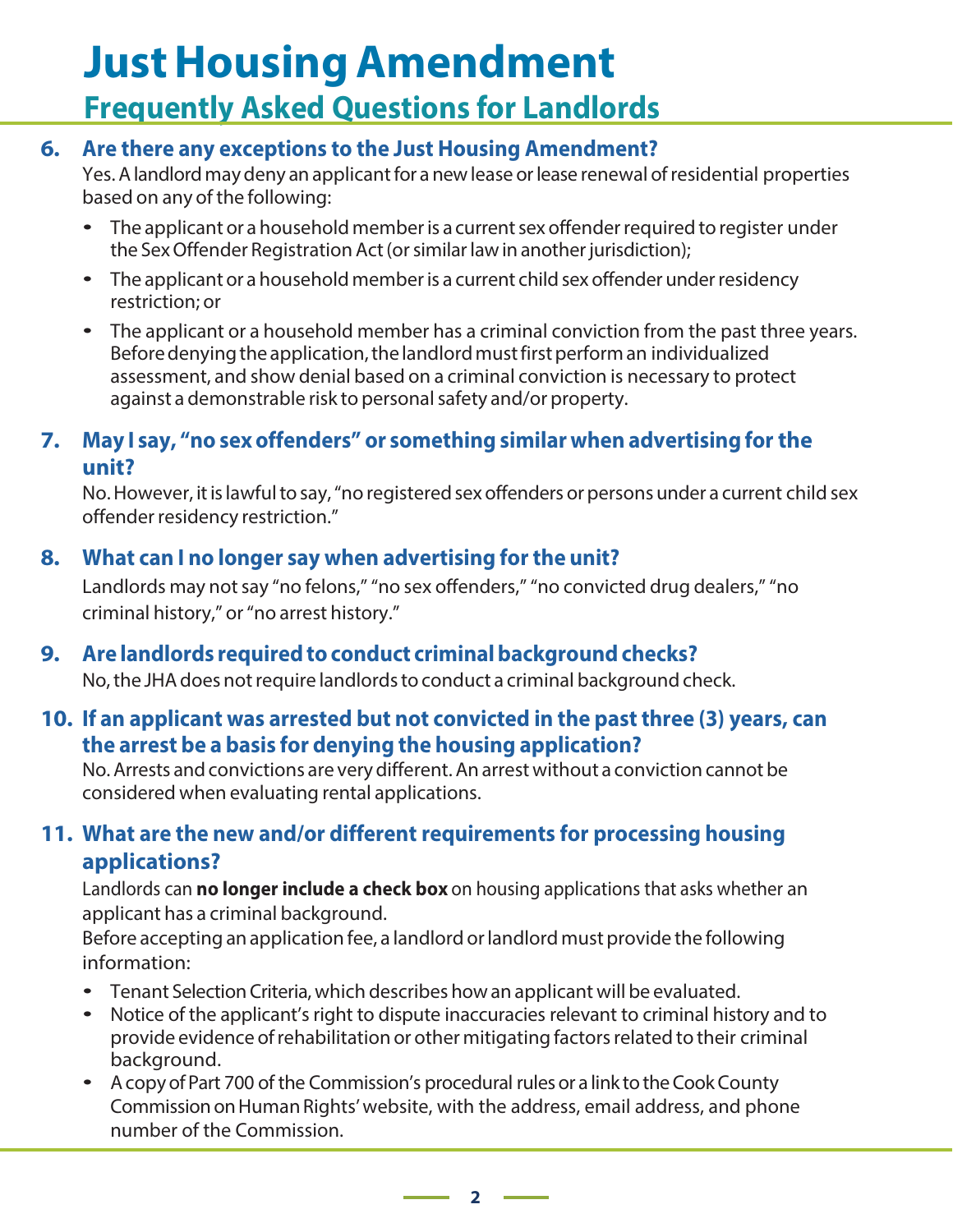# Just Housing Amendment

## Frequently Asked Questions for Landlords

### 6. Are there any exceptions to the Just Housing Amendment?

Yes. A landlord may deny an applicant for a new lease or lease renewal of residential properties based on any of the following:

- The applicant or a household member is a current sex offender required to register under the Sex Offender Registration Act (or similar law in another jurisdiction);
- The applicant or a household member is a current child sex offender under residency restriction; or
- The applicant or a household member has a criminal conviction from the past three years. Before denying the application, the landlord must first perform an individualized assessment, and show denial based on a criminal conviction is necessary to protect against a demonstrable risk to personal safety and/or property.

### 7. May I say, "no sex offenders" or something similar when advertising for the unit?

No. However, it is lawful to say, "no registered sex offenders or persons under a current child sex offender residency restriction."

### 8. What can I no longer say when advertising for the unit?

Landlords may not say "no felons," "no sex offenders," "no convicted drug dealers," "no criminal history," or "no arrest history."

### 9. Are landlords required to conduct criminal background checks?

No, the JHA does not require landlords to conduct a criminal background check.

### 10. If an applicant was arrested but not convicted in the past three (3) years, can the arrest be a basis for denying the housing application?

No. Arrests and convictions are very different. An arrest without a conviction cannot be considered when evaluating rental applications.

### 11. What are the new and/or different requirements for processing housing applications?

Landlords can **no longer include a check box** on housing applications that asks whether an applicant has a criminal background.

Before accepting an application fee, a landlord or landlord must provide the following information:

- Tenant Selection Criteria, which describes how an applicant will be evaluated.
- Notice of the applicant's right to dispute inaccuracies relevant to criminal history and to provide evidence of rehabilitation or other mitigating factors related to their criminal background.
- A copy of Part 700 of the Commission's procedural rules or a link to the Cook County Commission on Human Rights' website, with the address, email address, and phone number of the Commission.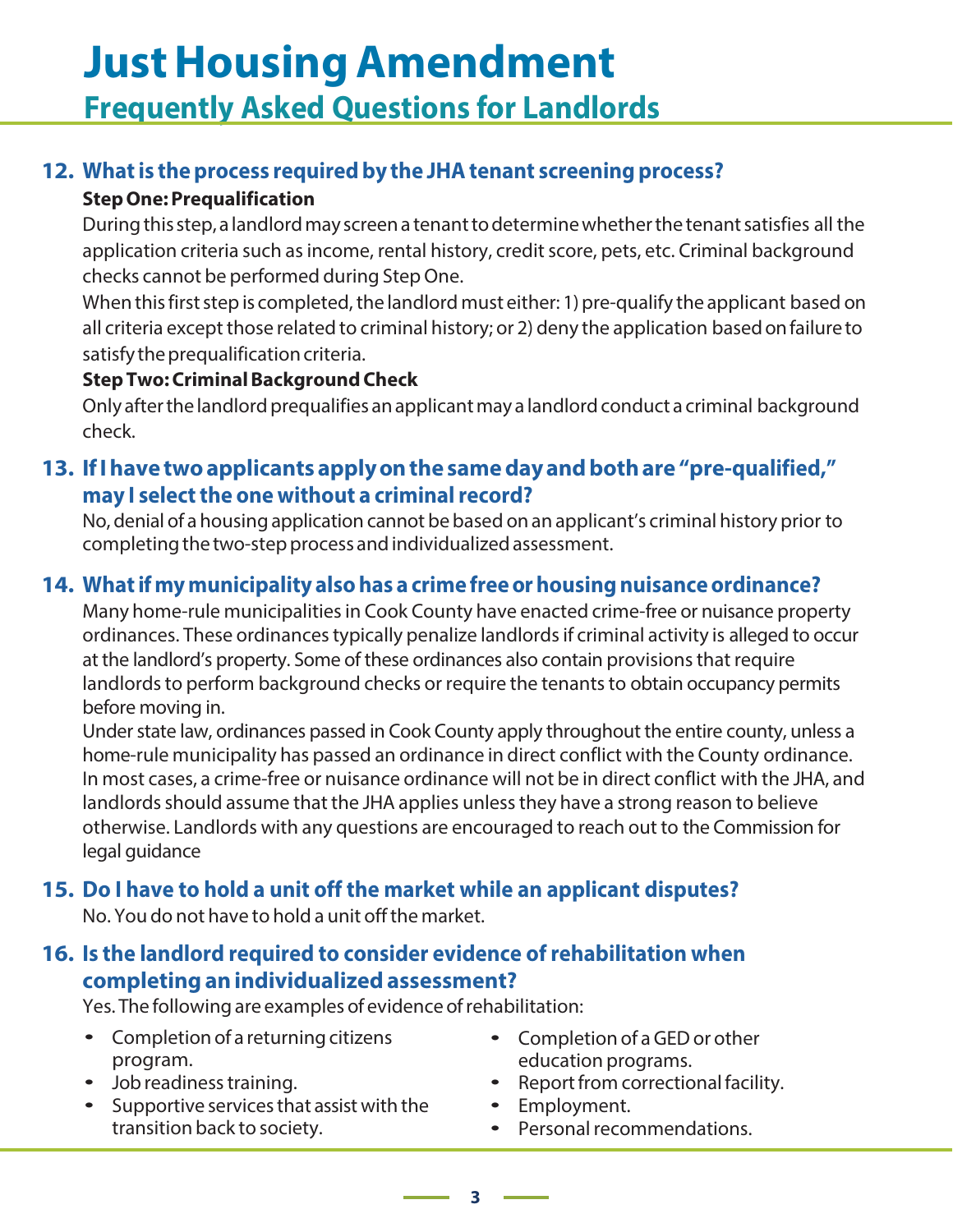# Just Housing Amendment

## Frequently Asked Questions for Landlords

### 12. What is the process required by the JHA tenant screening process?

**Step One: Prequalification**

During this step, a landlord may screen a tenant to determine whether the tenant satisfies all the application criteria such as income, rental history, credit score, pets, etc. Criminal background checks cannot be performed during Step One.

When this first step is completed, the landlord must either: 1) pre-qualify the applicant based on all criteria except those related to criminal history; or 2) deny the application based on failure to satisfy the prequalification criteria.

**Step Two: Criminal Background Check**

Only after the landlord prequalifies an applicant may a landlord conduct a criminal background check.

### 13. If I have two applicants apply on the same day and both are "pre-qualified," may I select the one without a criminal record?

No, denial of a housing application cannot be based on an applicant's criminal history prior to completing the two-step process and individualized assessment.

### 14. What if my municipality also has a crime free or housing nuisance ordinance?

Many home-rule municipalities in Cook County have enacted crime-free or nuisance property ordinances. These ordinances typically penalize landlords if criminal activity is alleged to occur at the landlord's property. Some of these ordinances also contain provisions that require landlords to perform background checks or require the tenants to obtain occupancy permits before moving in.

Under state law, ordinances passed in Cook County apply throughout the entire county, unless a home-rule municipality has passed an ordinance in direct conflict with the County ordinance. In most cases, a crime-free or nuisance ordinance will not be in direct conflict with the JHA, and landlords should assume that the JHA applies unless they have a strong reason to believe otherwise. Landlords with any questions are encouraged to reach out to the Commission for legal guidance

### 15. Do I have to hold a unit off the market while an applicant disputes?

No. You do not have to hold a unit off the market.

### 16. Is the landlord required to consider evidence of rehabilitation when completing an individualized assessment?

Yes. The following are examples of evidence of rehabilitation:

- Completion of a returning citizens program.
- Job readiness training.
- Supportive services that assist with the transition back to society.
- Completion of a GED or other education programs.
- Report from correctional facility.
- Employment.
- Personal recommendations.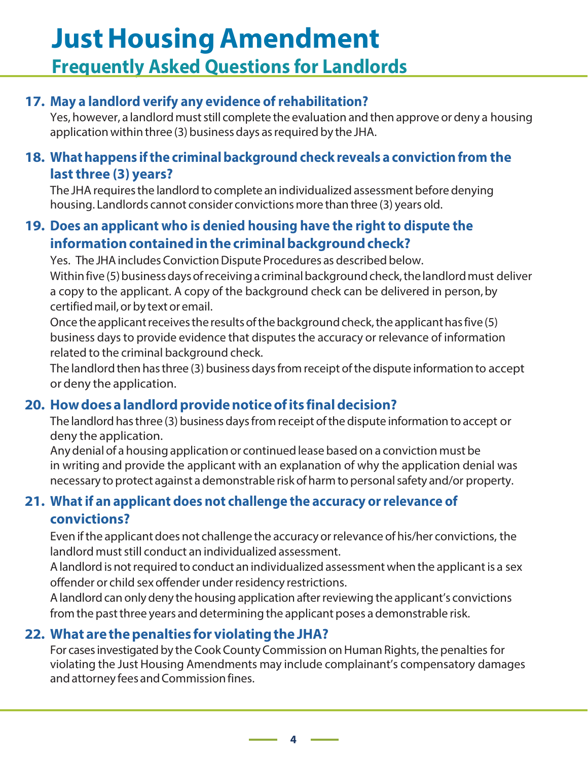# Just Housing Amendment

## Frequently Asked Questions for Landlords

### 17. May a landlord verify any evidence of rehabilitation?

Yes, however, a landlord must still complete the evaluation and then approve or deny a housing application within three (3) business days as required by the JHA.

### 18. What happens if the criminal background check reveals a conviction from the last three (3) years?

The JHA requires the landlord to complete an individualized assessment before denying housing. Landlords cannot consider convictions more than three (3) years old.

### 19. Does an applicant who is denied housing have the right to dispute the information contained in the criminal background check?

Yes. The JHA includes Conviction Dispute Procedures as described below.

Within five (5) business days of receiving a criminal background check, the landlord must deliver a copy to the applicant. A copy of the background check can be delivered in person, by certified mail, or by text or email.

Once the applicant receives the results of the background check, the applicant has five (5) business days to provide evidence that disputes the accuracy or relevance of information related to the criminal background check.

The landlord then has three (3) business days from receipt of the dispute information to accept or deny the application.

### 20. How does a landlord provide notice of its final decision?

The landlord has three (3) business days from receipt of the dispute information to accept or deny the application.

Any denial of a housing application or continued lease based on a conviction must be in writing and provide the applicant with an explanation of why the application denial was necessary to protect against a demonstrable risk of harm to personal safety and/or property.

### 21. What if an applicant does not challenge the accuracy or relevance of convictions?

Even if the applicant does not challenge the accuracy or relevance of his/her convictions, the landlord must still conduct an individualized assessment.

A landlord is not required to conduct an individualized assessment when the applicant is a sex offender or child sex offender under residency restrictions.

A landlord can only deny the housing application after reviewing the applicant's convictions from the past three years and determining the applicant poses a demonstrable risk.

### 22. What are the penalties for violating the JHA?

For cases investigated by the Cook County Commission on Human Rights, the penalties for violating the Just Housing Amendments may include complainant's compensatory damages and attorney fees and Commission fines.